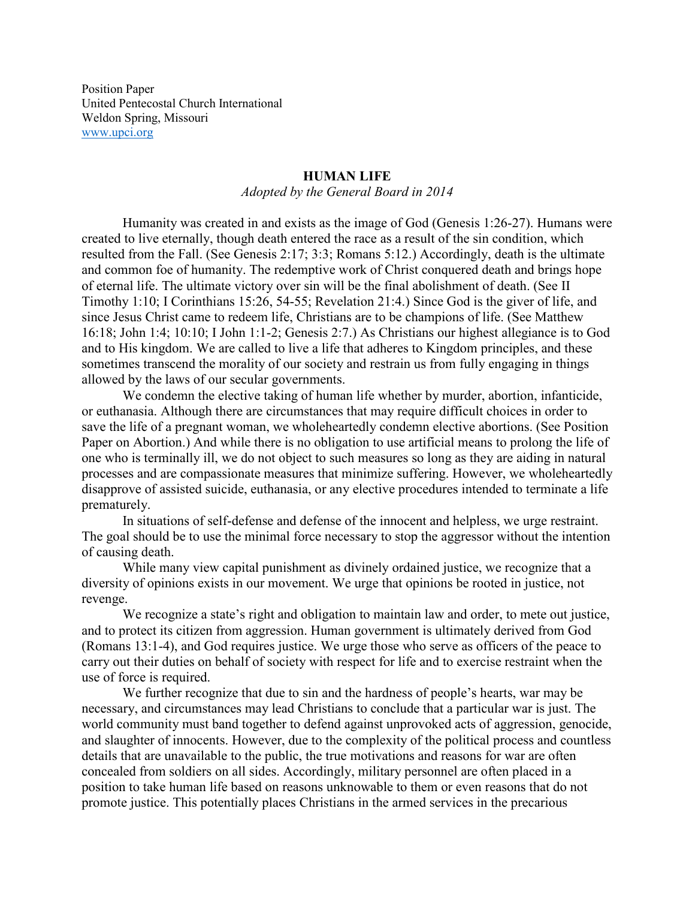Position Paper
United Pentecostal Church International
Weldon Spring, Missouri
www.upci.org

## HUMAN LIFE

*Adopted by the General Board in 2014*

Humanity was created in and exists as the image of God (Genesis 1:26-27). Humans were created to live eternally, though death entered the race as a result of the sin condition, which resulted from the Fall. (See Genesis 2:17; 3:3; Romans 5:12.) Accordingly, death is the ultimate and common foe of humanity. The redemptive work of Christ conquered death and brings hope of eternal life. The ultimate victory over sin will be the final abolishment of death. (See II Timothy 1:10; I Corinthians 15:26, 54-55; Revelation 21:4.) Since God is the giver of life, and since Jesus Christ came to redeem life, Christians are to be champions of life. (See Matthew 16:18; John 1:4; 10:10; I John 1:1-2; Genesis 2:7.) As Christians our highest allegiance is to God and to His kingdom. We are called to live a life that adheres to Kingdom principles, and these sometimes transcend the morality of our society and restrain us from fully engaging in things allowed by the laws of our secular governments.

We condemn the elective taking of human life whether by murder, abortion, infanticide, or euthanasia. Although there are circumstances that may require difficult choices in order to save the life of a pregnant woman, we wholeheartedly condemn elective abortions. (See Position Paper on Abortion.) And while there is no obligation to use artificial means to prolong the life of one who is terminally ill, we do not object to such measures so long as they are aiding in natural processes and are compassionate measures that minimize suffering. However, we wholeheartedly disapprove of assisted suicide, euthanasia, or any elective procedures intended to terminate a life prematurely.

In situations of self-defense and defense of the innocent and helpless, we urge restraint. The goal should be to use the minimal force necessary to stop the aggressor without the intention of causing death.

While many view capital punishment as divinely ordained justice, we recognize that a diversity of opinions exists in our movement. We urge that opinions be rooted in justice, not revenge.

We recognize a state's right and obligation to maintain law and order, to mete out justice, and to protect its citizen from aggression. Human government is ultimately derived from God (Romans 13:1-4), and God requires justice. We urge those who serve as officers of the peace to carry out their duties on behalf of society with respect for life and to exercise restraint when the use of force is required.

We further recognize that due to sin and the hardness of people's hearts, war may be necessary, and circumstances may lead Christians to conclude that a particular war is just. The world community must band together to defend against unprovoked acts of aggression, genocide, and slaughter of innocents. However, due to the complexity of the political process and countless details that are unavailable to the public, the true motivations and reasons for war are often concealed from soldiers on all sides. Accordingly, military personnel are often placed in a position to take human life based on reasons unknowable to them or even reasons that do not promote justice. This potentially places Christians in the armed services in the precarious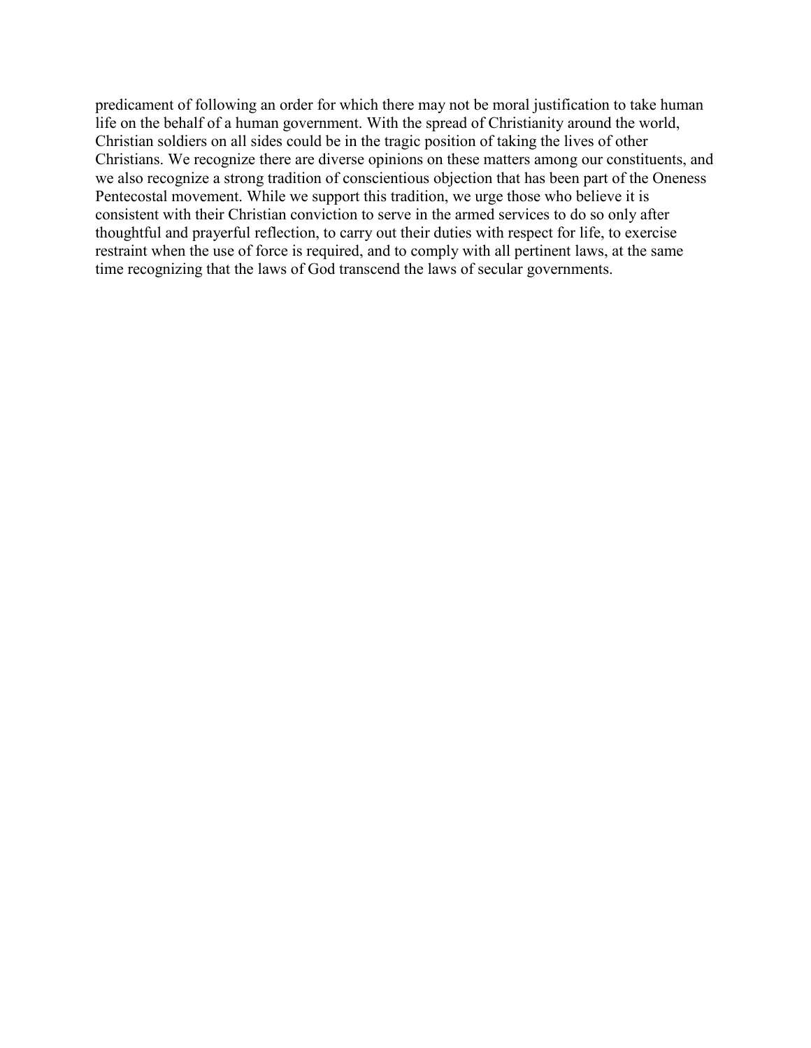predicament of following an order for which there may not be moral justification to take human life on the behalf of a human government. With the spread of Christianity around the world, Christian soldiers on all sides could be in the tragic position of taking the lives of other Christians. We recognize there are diverse opinions on these matters among our constituents, and we also recognize a strong tradition of conscientious objection that has been part of the Oneness Pentecostal movement. While we support this tradition, we urge those who believe it is consistent with their Christian conviction to serve in the armed services to do so only after thoughtful and prayerful reflection, to carry out their duties with respect for life, to exercise restraint when the use of force is required, and to comply with all pertinent laws, at the same time recognizing that the laws of God transcend the laws of secular governments.